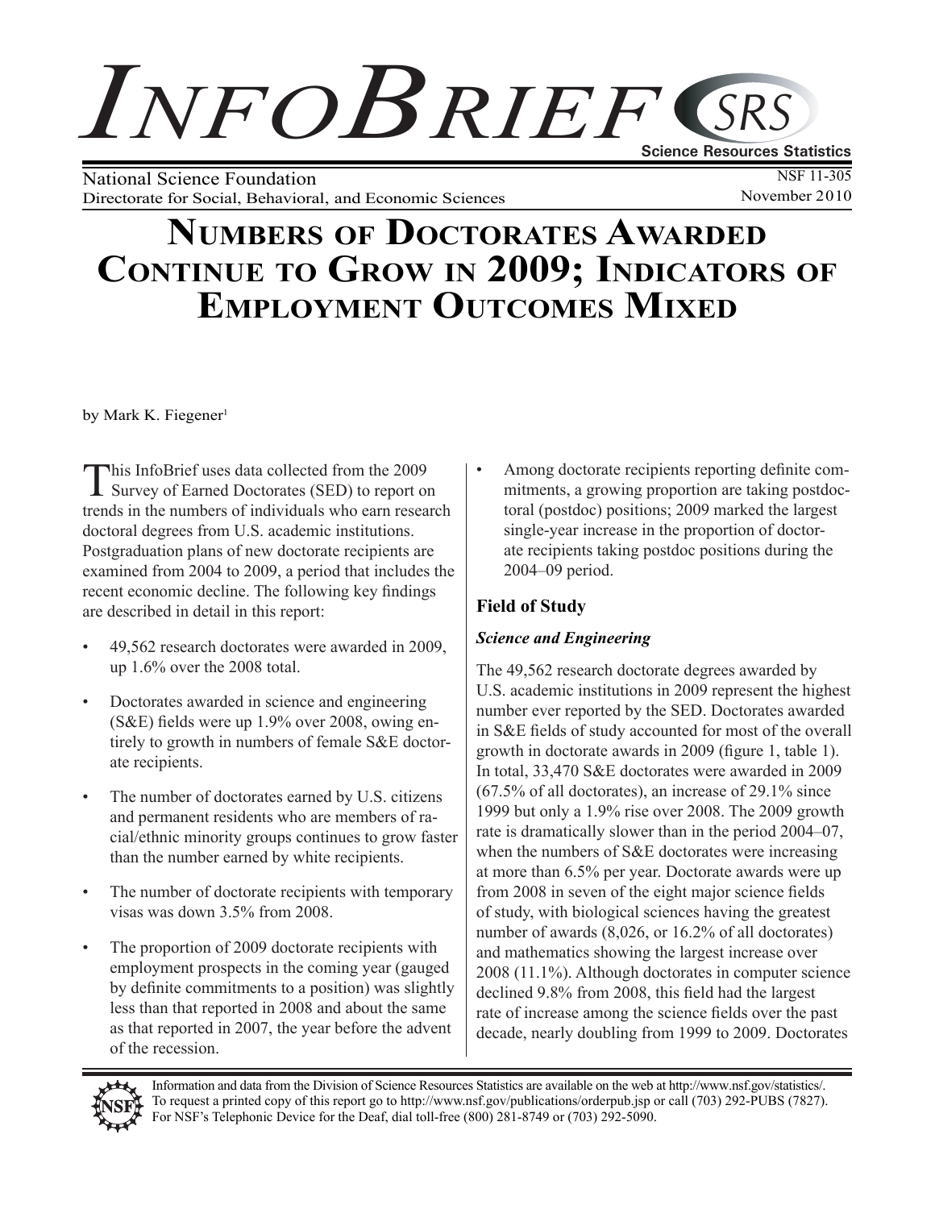# InfoBrief SRS

**Science Resources Statistics**

National Science Foundation
Directorate for Social, Behavioral, and Economic Sciences

NSF 11-305
November 2010

# Numbers of Doctorates Awarded Continue to Grow in 2009; Indicators of Employment Outcomes Mixed

by Mark K. Fiegener[1]

This InfoBrief uses data collected from the 2009 Survey of Earned Doctorates (SED) to report on trends in the numbers of individuals who earn research doctoral degrees from U.S. academic institutions. Postgraduation plans of new doctorate recipients are examined from 2004 to 2009, a period that includes the recent economic decline. The following key findings are described in detail in this report:

- 49,562 research doctorates were awarded in 2009, up 1.6% over the 2008 total.
- Doctorates awarded in science and engineering (S&E) fields were up 1.9% over 2008, owing entirely to growth in numbers of female S&E doctorate recipients.
- The number of doctorates earned by U.S. citizens and permanent residents who are members of racial/ethnic minority groups continues to grow faster than the number earned by white recipients.
- The number of doctorate recipients with temporary visas was down 3.5% from 2008.
- The proportion of 2009 doctorate recipients with employment prospects in the coming year (gauged by definite commitments to a position) was slightly less than that reported in 2008 and about the same as that reported in 2007, the year before the advent of the recession.
- Among doctorate recipients reporting definite commitments, a growing proportion are taking postdoctoral (postdoc) positions; 2009 marked the largest single-year increase in the proportion of doctorate recipients taking postdoc positions during the 2004–09 period.

## Field of Study

### *Science and Engineering*

The 49,562 research doctorate degrees awarded by U.S. academic institutions in 2009 represent the highest number ever reported by the SED. Doctorates awarded in S&E fields of study accounted for most of the overall growth in doctorate awards in 2009 (figure 1, table 1). In total, 33,470 S&E doctorates were awarded in 2009 (67.5% of all doctorates), an increase of 29.1% since 1999 but only a 1.9% rise over 2008. The 2009 growth rate is dramatically slower than in the period 2004–07, when the numbers of S&E doctorates were increasing at more than 6.5% per year. Doctorate awards were up from 2008 in seven of the eight major science fields of study, with biological sciences having the greatest number of awards (8,026, or 16.2% of all doctorates) and mathematics showing the largest increase over 2008 (11.1%). Although doctorates in computer science declined 9.8% from 2008, this field had the largest rate of increase among the science fields over the past decade, nearly doubling from 1999 to 2009. Doctorates

Information and data from the Division of Science Resources Statistics are available on the web at http://www.nsf.gov/statistics/. To request a printed copy of this report go to http://www.nsf.gov/publications/orderpub.jsp or call (703) 292-PUBS (7827). For NSF's Telephonic Device for the Deaf, dial toll-free (800) 281-8749 or (703) 292-5090.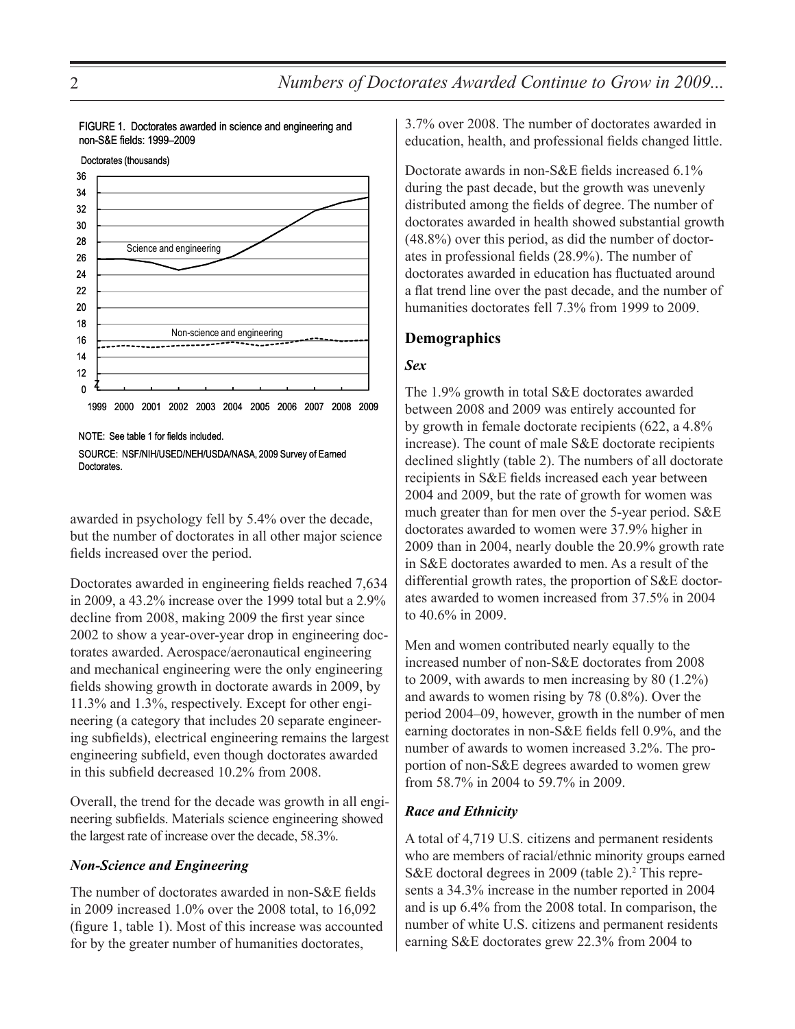FIGURE 1. Doctorates awarded in science and engineering and non-S&E fields: 1999–2009

Doctorates (thousands)

36
34
32
30
28
26
24
22
20
18
16
14
12
0

Science and engineering

Non-science and engineering

1999 2000 2001 2002 2003 2004 2005 2006 2007 2008 2009

NOTE: See table 1 for fields included.

SOURCE: NSF/NIH/USED/NEH/USDA/NASA, 2009 Survey of Earned Doctorates.

awarded in psychology fell by 5.4% over the decade, but the number of doctorates in all other major science fields increased over the period.

Doctorates awarded in engineering fields reached 7,634 in 2009, a 43.2% increase over the 1999 total but a 2.9% decline from 2008, making 2009 the first year since 2002 to show a year-over-year drop in engineering doctorates awarded. Aerospace/aeronautical engineering and mechanical engineering were the only engineering fields showing growth in doctorate awards in 2009, by 11.3% and 1.3%, respectively. Except for other engineering (a category that includes 20 separate engineering subfields), electrical engineering remains the largest engineering subfield, even though doctorates awarded in this subfield decreased 10.2% from 2008.

Overall, the trend for the decade was growth in all engineering subfields. Materials science engineering showed the largest rate of increase over the decade, 58.3%.

### *Non-Science and Engineering*

The number of doctorates awarded in non-S&E fields in 2009 increased 1.0% over the 2008 total, to 16,092 (figure 1, table 1). Most of this increase was accounted for by the greater number of humanities doctorates, 3.7% over 2008. The number of doctorates awarded in education, health, and professional fields changed little.

Doctorate awards in non-S&E fields increased 6.1% during the past decade, but the growth was unevenly distributed among the fields of degree. The number of doctorates awarded in health showed substantial growth (48.8%) over this period, as did the number of doctorates in professional fields (28.9%). The number of doctorates awarded in education has fluctuated around a flat trend line over the past decade, and the number of humanities doctorates fell 7.3% from 1999 to 2009.

## Demographics

### *Sex*

The 1.9% growth in total S&E doctorates awarded between 2008 and 2009 was entirely accounted for by growth in female doctorate recipients (622, a 4.8% increase). The count of male S&E doctorate recipients declined slightly (table 2). The numbers of all doctorate recipients in S&E fields increased each year between 2004 and 2009, but the rate of growth for women was much greater than for men over the 5-year period. S&E doctorates awarded to women were 37.9% higher in 2009 than in 2004, nearly double the 20.9% growth rate in S&E doctorates awarded to men. As a result of the differential growth rates, the proportion of S&E doctorates awarded to women increased from 37.5% in 2004 to 40.6% in 2009.

Men and women contributed nearly equally to the increased number of non-S&E doctorates from 2008 to 2009, with awards to men increasing by 80 (1.2%) and awards to women rising by 78 (0.8%). Over the period 2004–09, however, growth in the number of men earning doctorates in non-S&E fields fell 0.9%, and the number of awards to women increased 3.2%. The proportion of non-S&E degrees awarded to women grew from 58.7% in 2004 to 59.7% in 2009.

### *Race and Ethnicity*

A total of 4,719 U.S. citizens and permanent residents who are members of racial/ethnic minority groups earned S&E doctoral degrees in 2009 (table 2).[2] This represents a 34.3% increase in the number reported in 2004 and is up 6.4% from the 2008 total. In comparison, the number of white U.S. citizens and permanent residents earning S&E doctorates grew 22.3% from 2004 to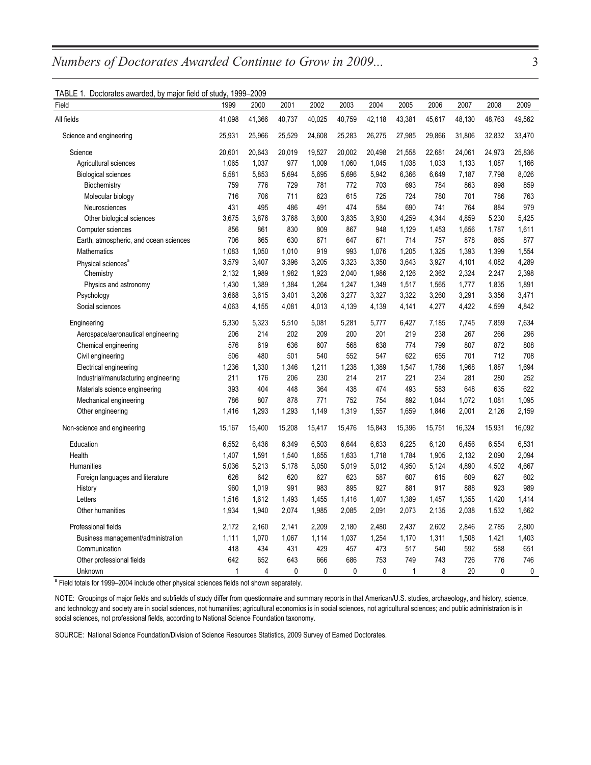TABLE 1. Doctorates awarded, by major field of study, 1999–2009

| Field | 1999 | 2000 | 2001 | 2002 | 2003 | 2004 | 2005 | 2006 | 2007 | 2008 | 2009 |
|---|---|---|---|---|---|---|---|---|---|---|---|
| All fields | 41,098 | 41,366 | 40,737 | 40,025 | 40,759 | 42,118 | 43,381 | 45,617 | 48,130 | 48,763 | 49,562 |
| Science and engineering | 25,931 | 25,966 | 25,529 | 24,608 | 25,283 | 26,275 | 27,985 | 29,866 | 31,806 | 32,832 | 33,470 |
| Science | 20,601 | 20,643 | 20,019 | 19,527 | 20,002 | 20,498 | 21,558 | 22,681 | 24,061 | 24,973 | 25,836 |
| Agricultural sciences | 1,065 | 1,037 | 977 | 1,009 | 1,060 | 1,045 | 1,038 | 1,033 | 1,133 | 1,087 | 1,166 |
| Biological sciences | 5,581 | 5,853 | 5,694 | 5,695 | 5,696 | 5,942 | 6,366 | 6,649 | 7,187 | 7,798 | 8,026 |
| Biochemistry | 759 | 776 | 729 | 781 | 772 | 703 | 693 | 784 | 863 | 898 | 859 |
| Molecular biology | 716 | 706 | 711 | 623 | 615 | 725 | 724 | 780 | 701 | 786 | 763 |
| Neurosciences | 431 | 495 | 486 | 491 | 474 | 584 | 690 | 741 | 764 | 884 | 979 |
| Other biological sciences | 3,675 | 3,876 | 3,768 | 3,800 | 3,835 | 3,930 | 4,259 | 4,344 | 4,859 | 5,230 | 5,425 |
| Computer sciences | 856 | 861 | 830 | 809 | 867 | 948 | 1,129 | 1,453 | 1,656 | 1,787 | 1,611 |
| Earth, atmospheric, and ocean sciences | 706 | 665 | 630 | 671 | 647 | 671 | 714 | 757 | 878 | 865 | 877 |
| Mathematics | 1,083 | 1,050 | 1,010 | 919 | 993 | 1,076 | 1,205 | 1,325 | 1,393 | 1,399 | 1,554 |
| Physical sciences[a] | 3,579 | 3,407 | 3,396 | 3,205 | 3,323 | 3,350 | 3,643 | 3,927 | 4,101 | 4,082 | 4,289 |
| Chemistry | 2,132 | 1,989 | 1,982 | 1,923 | 2,040 | 1,986 | 2,126 | 2,362 | 2,324 | 2,247 | 2,398 |
| Physics and astronomy | 1,430 | 1,389 | 1,384 | 1,264 | 1,247 | 1,349 | 1,517 | 1,565 | 1,777 | 1,835 | 1,891 |
| Psychology | 3,668 | 3,615 | 3,401 | 3,206 | 3,277 | 3,327 | 3,322 | 3,260 | 3,291 | 3,356 | 3,471 |
| Social sciences | 4,063 | 4,155 | 4,081 | 4,013 | 4,139 | 4,139 | 4,141 | 4,277 | 4,422 | 4,599 | 4,842 |
| Engineering | 5,330 | 5,323 | 5,510 | 5,081 | 5,281 | 5,777 | 6,427 | 7,185 | 7,745 | 7,859 | 7,634 |
| Aerospace/aeronautical engineering | 206 | 214 | 202 | 209 | 200 | 201 | 219 | 238 | 267 | 266 | 296 |
| Chemical engineering | 576 | 619 | 636 | 607 | 568 | 638 | 774 | 799 | 807 | 872 | 808 |
| Civil engineering | 506 | 480 | 501 | 540 | 552 | 547 | 622 | 655 | 701 | 712 | 708 |
| Electrical engineering | 1,236 | 1,330 | 1,346 | 1,211 | 1,238 | 1,389 | 1,547 | 1,786 | 1,968 | 1,887 | 1,694 |
| Industrial/manufacturing engineering | 211 | 176 | 206 | 230 | 214 | 217 | 221 | 234 | 281 | 280 | 252 |
| Materials science engineering | 393 | 404 | 448 | 364 | 438 | 474 | 493 | 583 | 648 | 635 | 622 |
| Mechanical engineering | 786 | 807 | 878 | 771 | 752 | 754 | 892 | 1,044 | 1,072 | 1,081 | 1,095 |
| Other engineering | 1,416 | 1,293 | 1,293 | 1,149 | 1,319 | 1,557 | 1,659 | 1,846 | 2,001 | 2,126 | 2,159 |
| Non-science and engineering | 15,167 | 15,400 | 15,208 | 15,417 | 15,476 | 15,843 | 15,396 | 15,751 | 16,324 | 15,931 | 16,092 |
| Education | 6,552 | 6,436 | 6,349 | 6,503 | 6,644 | 6,633 | 6,225 | 6,120 | 6,456 | 6,554 | 6,531 |
| Health | 1,407 | 1,591 | 1,540 | 1,655 | 1,633 | 1,718 | 1,784 | 1,905 | 2,132 | 2,090 | 2,094 |
| Humanities | 5,036 | 5,213 | 5,178 | 5,050 | 5,019 | 5,012 | 4,950 | 5,124 | 4,890 | 4,502 | 4,667 |
| Foreign languages and literature | 626 | 642 | 620 | 627 | 623 | 587 | 607 | 615 | 609 | 627 | 602 |
| History | 960 | 1,019 | 991 | 983 | 895 | 927 | 881 | 917 | 888 | 923 | 989 |
| Letters | 1,516 | 1,612 | 1,493 | 1,455 | 1,416 | 1,407 | 1,389 | 1,457 | 1,355 | 1,420 | 1,414 |
| Other humanities | 1,934 | 1,940 | 2,074 | 1,985 | 2,085 | 2,091 | 2,073 | 2,135 | 2,038 | 1,532 | 1,662 |
| Professional fields | 2,172 | 2,160 | 2,141 | 2,209 | 2,180 | 2,480 | 2,437 | 2,602 | 2,846 | 2,785 | 2,800 |
| Business management/administration | 1,111 | 1,070 | 1,067 | 1,114 | 1,037 | 1,254 | 1,170 | 1,311 | 1,508 | 1,421 | 1,403 |
| Communication | 418 | 434 | 431 | 429 | 457 | 473 | 517 | 540 | 592 | 588 | 651 |
| Other professional fields | 642 | 652 | 643 | 666 | 686 | 753 | 749 | 743 | 726 | 776 | 746 |
| Unknown | 1 | 4 | 0 | 0 | 0 | 0 | 1 | 8 | 20 | 0 | 0 |

[a] Field totals for 1999–2004 include other physical sciences fields not shown separately.

NOTE: Groupings of major fields and subfields of study differ from questionnaire and summary reports in that American/U.S. studies, archaeology, and history, science, and technology and society are in social sciences, not humanities; agricultural economics is in social sciences, not agricultural sciences; and public administration is in social sciences, not professional fields, according to National Science Foundation taxonomy.

SOURCE: National Science Foundation/Division of Science Resources Statistics, 2009 Survey of Earned Doctorates.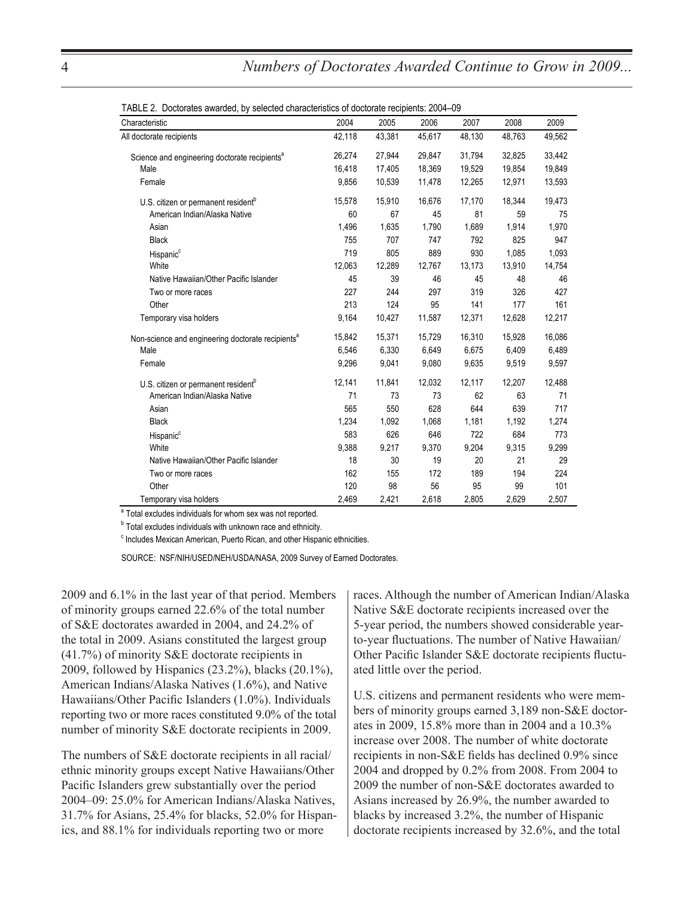TABLE 2. Doctorates awarded, by selected characteristics of doctorate recipients: 2004–09

| Characteristic | 2004 | 2005 | 2006 | 2007 | 2008 | 2009 |
|---|---|---|---|---|---|---|
| All doctorate recipients | 42,118 | 43,381 | 45,617 | 48,130 | 48,763 | 49,562 |
| Science and engineering doctorate recipients[a] | 26,274 | 27,944 | 29,847 | 31,794 | 32,825 | 33,442 |
| Male | 16,418 | 17,405 | 18,369 | 19,529 | 19,854 | 19,849 |
| Female | 9,856 | 10,539 | 11,478 | 12,265 | 12,971 | 13,593 |
| U.S. citizen or permanent resident[b] | 15,578 | 15,910 | 16,676 | 17,170 | 18,344 | 19,473 |
| American Indian/Alaska Native | 60 | 67 | 45 | 81 | 59 | 75 |
| Asian | 1,496 | 1,635 | 1,790 | 1,689 | 1,914 | 1,970 |
| Black | 755 | 707 | 747 | 792 | 825 | 947 |
| Hispanic[c] | 719 | 805 | 889 | 930 | 1,085 | 1,093 |
| White | 12,063 | 12,289 | 12,767 | 13,173 | 13,910 | 14,754 |
| Native Hawaiian/Other Pacific Islander | 45 | 39 | 46 | 45 | 48 | 46 |
| Two or more races | 227 | 244 | 297 | 319 | 326 | 427 |
| Other | 213 | 124 | 95 | 141 | 177 | 161 |
| Temporary visa holders | 9,164 | 10,427 | 11,587 | 12,371 | 12,628 | 12,217 |
| Non-science and engineering doctorate recipients[a] | 15,842 | 15,371 | 15,729 | 16,310 | 15,928 | 16,086 |
| Male | 6,546 | 6,330 | 6,649 | 6,675 | 6,409 | 6,489 |
| Female | 9,296 | 9,041 | 9,080 | 9,635 | 9,519 | 9,597 |
| U.S. citizen or permanent resident[b] | 12,141 | 11,841 | 12,032 | 12,117 | 12,207 | 12,488 |
| American Indian/Alaska Native | 71 | 73 | 73 | 62 | 63 | 71 |
| Asian | 565 | 550 | 628 | 644 | 639 | 717 |
| Black | 1,234 | 1,092 | 1,068 | 1,181 | 1,192 | 1,274 |
| Hispanic[c] | 583 | 626 | 646 | 722 | 684 | 773 |
| White | 9,388 | 9,217 | 9,370 | 9,204 | 9,315 | 9,299 |
| Native Hawaiian/Other Pacific Islander | 18 | 30 | 19 | 20 | 21 | 29 |
| Two or more races | 162 | 155 | 172 | 189 | 194 | 224 |
| Other | 120 | 98 | 56 | 95 | 99 | 101 |
| Temporary visa holders | 2,469 | 2,421 | 2,618 | 2,805 | 2,629 | 2,507 |

[a] Total excludes individuals for whom sex was not reported.

[b] Total excludes individuals with unknown race and ethnicity.

[c] Includes Mexican American, Puerto Rican, and other Hispanic ethnicities.

SOURCE: NSF/NIH/USED/NEH/USDA/NASA, 2009 Survey of Earned Doctorates.

2009 and 6.1% in the last year of that period. Members of minority groups earned 22.6% of the total number of S&E doctorates awarded in 2004, and 24.2% of the total in 2009. Asians constituted the largest group (41.7%) of minority S&E doctorate recipients in 2009, followed by Hispanics (23.2%), blacks (20.1%), American Indians/Alaska Natives (1.6%), and Native Hawaiians/Other Pacific Islanders (1.0%). Individuals reporting two or more races constituted 9.0% of the total number of minority S&E doctorate recipients in 2009.

The numbers of S&E doctorate recipients in all racial/ethnic minority groups except Native Hawaiians/Other Pacific Islanders grew substantially over the period 2004–09: 25.0% for American Indians/Alaska Natives, 31.7% for Asians, 25.4% for blacks, 52.0% for Hispanics, and 88.1% for individuals reporting two or more races. Although the number of American Indian/Alaska Native S&E doctorate recipients increased over the 5-year period, the numbers showed considerable year-to-year fluctuations. The number of Native Hawaiian/Other Pacific Islander S&E doctorate recipients fluctuated little over the period.

U.S. citizens and permanent residents who were members of minority groups earned 3,189 non-S&E doctorates in 2009, 15.8% more than in 2004 and a 10.3% increase over 2008. The number of white doctorate recipients in non-S&E fields has declined 0.9% since 2004 and dropped by 0.2% from 2008. From 2004 to 2009 the number of non-S&E doctorates awarded to Asians increased by 26.9%, the number awarded to blacks by increased 3.2%, the number of Hispanic doctorate recipients increased by 32.6%, and the total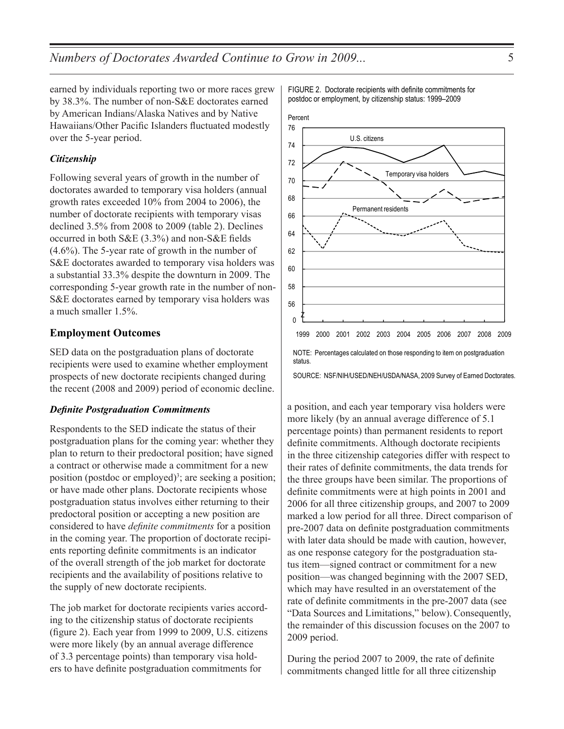earned by individuals reporting two or more races grew by 38.3%. The number of non-S&E doctorates earned by American Indians/Alaska Natives and by Native Hawaiians/Other Pacific Islanders fluctuated modestly over the 5-year period.

### *Citizenship*

Following several years of growth in the number of doctorates awarded to temporary visa holders (annual growth rates exceeded 10% from 2004 to 2006), the number of doctorate recipients with temporary visas declined 3.5% from 2008 to 2009 (table 2). Declines occurred in both S&E (3.3%) and non-S&E fields (4.6%). The 5-year rate of growth in the number of S&E doctorates awarded to temporary visa holders was a substantial 33.3% despite the downturn in 2009. The corresponding 5-year growth rate in the number of non-S&E doctorates earned by temporary visa holders was a much smaller 1.5%.

## Employment Outcomes

SED data on the postgraduation plans of doctorate recipients were used to examine whether employment prospects of new doctorate recipients changed during the recent (2008 and 2009) period of economic decline.

### *Definite Postgraduation Commitments*

Respondents to the SED indicate the status of their postgraduation plans for the coming year: whether they plan to return to their predoctoral position; have signed a contract or otherwise made a commitment for a new position (postdoc or employed)[3]; are seeking a position; or have made other plans. Doctorate recipients whose postgraduation status involves either returning to their predoctoral position or accepting a new position are considered to have *definite commitments* for a position in the coming year. The proportion of doctorate recipients reporting definite commitments is an indicator of the overall strength of the job market for doctorate recipients and the availability of positions relative to the supply of new doctorate recipients.

The job market for doctorate recipients varies according to the citizenship status of doctorate recipients (figure 2). Each year from 1999 to 2009, U.S. citizens were more likely (by an annual average difference of 3.3 percentage points) than temporary visa holders to have definite postgraduation commitments for a position, and each year temporary visa holders were more likely (by an annual average difference of 5.1 percentage points) than permanent residents to report definite commitments. Although doctorate recipients in the three citizenship categories differ with respect to their rates of definite commitments, the data trends for the three groups have been similar. The proportions of definite commitments were at high points in 2001 and 2006 for all three citizenship groups, and 2007 to 2009 marked a low period for all three. Direct comparison of pre-2007 data on definite postgraduation commitments with later data should be made with caution, however, as one response category for the postgraduation status item—signed contract or commitment for a new position—was changed beginning with the 2007 SED, which may have resulted in an overstatement of the rate of definite commitments in the pre-2007 data (see "Data Sources and Limitations," below). Consequently, the remainder of this discussion focuses on the 2007 to 2009 period.

FIGURE 2. Doctorate recipients with definite commitments for postdoc or employment, by citizenship status: 1999–2009

Percent

76
74
72
70
68
66
64
62
60
58
56
0

U.S. citizens

Temporary visa holders

Permanent residents

1999 2000 2001 2002 2003 2004 2005 2006 2007 2008 2009

NOTE: Percentages calculated on those responding to item on postgraduation status.

SOURCE: NSF/NIH/USED/NEH/USDA/NASA, 2009 Survey of Earned Doctorates.

During the period 2007 to 2009, the rate of definite commitments changed little for all three citizenship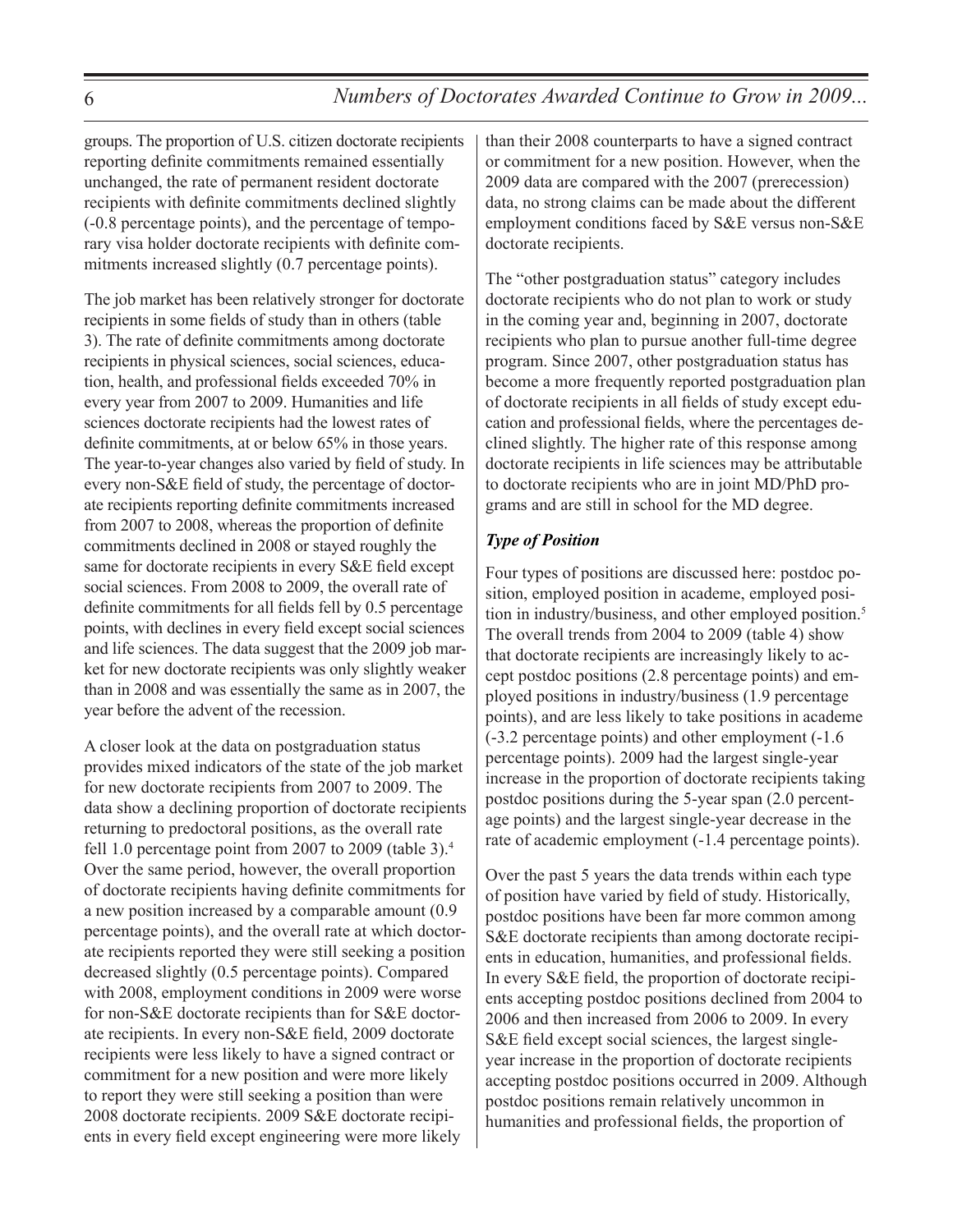groups. The proportion of U.S. citizen doctorate recipients reporting definite commitments remained essentially unchanged, the rate of permanent resident doctorate recipients with definite commitments declined slightly (-0.8 percentage points), and the percentage of temporary visa holder doctorate recipients with definite commitments increased slightly (0.7 percentage points).

The job market has been relatively stronger for doctorate recipients in some fields of study than in others (table 3). The rate of definite commitments among doctorate recipients in physical sciences, social sciences, education, health, and professional fields exceeded 70% in every year from 2007 to 2009. Humanities and life sciences doctorate recipients had the lowest rates of definite commitments, at or below 65% in those years. The year-to-year changes also varied by field of study. In every non-S&E field of study, the percentage of doctorate recipients reporting definite commitments increased from 2007 to 2008, whereas the proportion of definite commitments declined in 2008 or stayed roughly the same for doctorate recipients in every S&E field except social sciences. From 2008 to 2009, the overall rate of definite commitments for all fields fell by 0.5 percentage points, with declines in every field except social sciences and life sciences. The data suggest that the 2009 job market for new doctorate recipients was only slightly weaker than in 2008 and was essentially the same as in 2007, the year before the advent of the recession.

A closer look at the data on postgraduation status provides mixed indicators of the state of the job market for new doctorate recipients from 2007 to 2009. The data show a declining proportion of doctorate recipients returning to predoctoral positions, as the overall rate fell 1.0 percentage point from 2007 to 2009 (table 3).[4] Over the same period, however, the overall proportion of doctorate recipients having definite commitments for a new position increased by a comparable amount (0.9 percentage points), and the overall rate at which doctorate recipients reported they were still seeking a position decreased slightly (0.5 percentage points). Compared with 2008, employment conditions in 2009 were worse for non-S&E doctorate recipients than for S&E doctorate recipients. In every non-S&E field, 2009 doctorate recipients were less likely to have a signed contract or commitment for a new position and were more likely to report they were still seeking a position than were 2008 doctorate recipients. 2009 S&E doctorate recipients in every field except engineering were more likely than their 2008 counterparts to have a signed contract or commitment for a new position. However, when the 2009 data are compared with the 2007 (prerecession) data, no strong claims can be made about the different employment conditions faced by S&E versus non-S&E doctorate recipients.

The "other postgraduation status" category includes doctorate recipients who do not plan to work or study in the coming year and, beginning in 2007, doctorate recipients who plan to pursue another full-time degree program. Since 2007, other postgraduation status has become a more frequently reported postgraduation plan of doctorate recipients in all fields of study except education and professional fields, where the percentages declined slightly. The higher rate of this response among doctorate recipients in life sciences may be attributable to doctorate recipients who are in joint MD/PhD programs and are still in school for the MD degree.

### *Type of Position*

Four types of positions are discussed here: postdoc position, employed position in academe, employed position in industry/business, and other employed position.[5] The overall trends from 2004 to 2009 (table 4) show that doctorate recipients are increasingly likely to accept postdoc positions (2.8 percentage points) and employed positions in industry/business (1.9 percentage points), and are less likely to take positions in academe (-3.2 percentage points) and other employment (-1.6 percentage points). 2009 had the largest single-year increase in the proportion of doctorate recipients taking postdoc positions during the 5-year span (2.0 percentage points) and the largest single-year decrease in the rate of academic employment (-1.4 percentage points).

Over the past 5 years the data trends within each type of position have varied by field of study. Historically, postdoc positions have been far more common among S&E doctorate recipients than among doctorate recipients in education, humanities, and professional fields. In every S&E field, the proportion of doctorate recipients accepting postdoc positions declined from 2004 to 2006 and then increased from 2006 to 2009. In every S&E field except social sciences, the largest single-year increase in the proportion of doctorate recipients accepting postdoc positions occurred in 2009. Although postdoc positions remain relatively uncommon in humanities and professional fields, the proportion of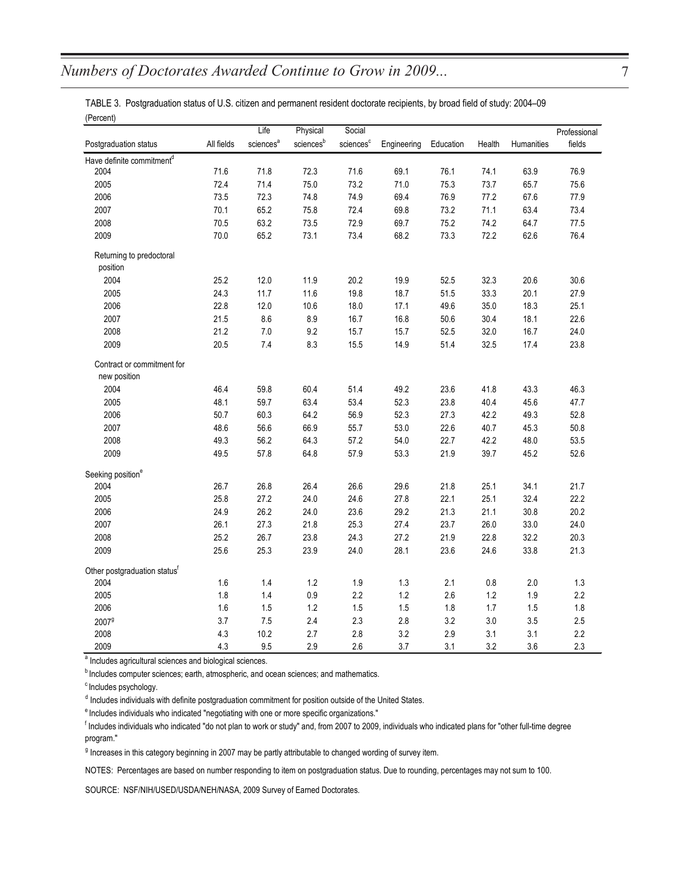TABLE 3. Postgraduation status of U.S. citizen and permanent resident doctorate recipients, by broad field of study: 2004–09
(Percent)

| Postgraduation status | All fields | Life sciences[a] | Physical sciences[b] | Social sciences[c] | Engineering | Education | Health | Humanities | Professional fields |
|---|---|---|---|---|---|---|---|---|---|
| Have definite commitment[d] | | | | | | | | | |
| 2004 | 71.6 | 71.8 | 72.3 | 71.6 | 69.1 | 76.1 | 74.1 | 63.9 | 76.9 |
| 2005 | 72.4 | 71.4 | 75.0 | 73.2 | 71.0 | 75.3 | 73.7 | 65.7 | 75.6 |
| 2006 | 73.5 | 72.3 | 74.8 | 74.9 | 69.4 | 76.9 | 77.2 | 67.6 | 77.9 |
| 2007 | 70.1 | 65.2 | 75.8 | 72.4 | 69.8 | 73.2 | 71.1 | 63.4 | 73.4 |
| 2008 | 70.5 | 63.2 | 73.5 | 72.9 | 69.7 | 75.2 | 74.2 | 64.7 | 77.5 |
| 2009 | 70.0 | 65.2 | 73.1 | 73.4 | 68.2 | 73.3 | 72.2 | 62.6 | 76.4 |
| Returning to predoctoral position | | | | | | | | | |
| 2004 | 25.2 | 12.0 | 11.9 | 20.2 | 19.9 | 52.5 | 32.3 | 20.6 | 30.6 |
| 2005 | 24.3 | 11.7 | 11.6 | 19.8 | 18.7 | 51.5 | 33.3 | 20.1 | 27.9 |
| 2006 | 22.8 | 12.0 | 10.6 | 18.0 | 17.1 | 49.6 | 35.0 | 18.3 | 25.1 |
| 2007 | 21.5 | 8.6 | 8.9 | 16.7 | 16.8 | 50.6 | 30.4 | 18.1 | 22.6 |
| 2008 | 21.2 | 7.0 | 9.2 | 15.7 | 15.7 | 52.5 | 32.0 | 16.7 | 24.0 |
| 2009 | 20.5 | 7.4 | 8.3 | 15.5 | 14.9 | 51.4 | 32.5 | 17.4 | 23.8 |
| Contract or commitment for new position | | | | | | | | | |
| 2004 | 46.4 | 59.8 | 60.4 | 51.4 | 49.2 | 23.6 | 41.8 | 43.3 | 46.3 |
| 2005 | 48.1 | 59.7 | 63.4 | 53.4 | 52.3 | 23.8 | 40.4 | 45.6 | 47.7 |
| 2006 | 50.7 | 60.3 | 64.2 | 56.9 | 52.3 | 27.3 | 42.2 | 49.3 | 52.8 |
| 2007 | 48.6 | 56.6 | 66.9 | 55.7 | 53.0 | 22.6 | 40.7 | 45.3 | 50.8 |
| 2008 | 49.3 | 56.2 | 64.3 | 57.2 | 54.0 | 22.7 | 42.2 | 48.0 | 53.5 |
| 2009 | 49.5 | 57.8 | 64.8 | 57.9 | 53.3 | 21.9 | 39.7 | 45.2 | 52.6 |
| Seeking position[e] | | | | | | | | | |
| 2004 | 26.7 | 26.8 | 26.4 | 26.6 | 29.6 | 21.8 | 25.1 | 34.1 | 21.7 |
| 2005 | 25.8 | 27.2 | 24.0 | 24.6 | 27.8 | 22.1 | 25.1 | 32.4 | 22.2 |
| 2006 | 24.9 | 26.2 | 24.0 | 23.6 | 29.2 | 21.3 | 21.1 | 30.8 | 20.2 |
| 2007 | 26.1 | 27.3 | 21.8 | 25.3 | 27.4 | 23.7 | 26.0 | 33.0 | 24.0 |
| 2008 | 25.2 | 26.7 | 23.8 | 24.3 | 27.2 | 21.9 | 22.8 | 32.2 | 20.3 |
| 2009 | 25.6 | 25.3 | 23.9 | 24.0 | 28.1 | 23.6 | 24.6 | 33.8 | 21.3 |
| Other postgraduation status[f] | | | | | | | | | |
| 2004 | 1.6 | 1.4 | 1.2 | 1.9 | 1.3 | 2.1 | 0.8 | 2.0 | 1.3 |
| 2005 | 1.8 | 1.4 | 0.9 | 2.2 | 1.2 | 2.6 | 1.2 | 1.9 | 2.2 |
| 2006 | 1.6 | 1.5 | 1.2 | 1.5 | 1.5 | 1.8 | 1.7 | 1.5 | 1.8 |
| 2007[g] | 3.7 | 7.5 | 2.4 | 2.3 | 2.8 | 3.2 | 3.0 | 3.5 | 2.5 |
| 2008 | 4.3 | 10.2 | 2.7 | 2.8 | 3.2 | 2.9 | 3.1 | 3.1 | 2.2 |
| 2009 | 4.3 | 9.5 | 2.9 | 2.6 | 3.7 | 3.1 | 3.2 | 3.6 | 2.3 |

[a] Includes agricultural sciences and biological sciences.

[b] Includes computer sciences; earth, atmospheric, and ocean sciences; and mathematics.

[c] Includes psychology.

[d] Includes individuals with definite postgraduation commitment for position outside of the United States.

[e] Includes individuals who indicated "negotiating with one or more specific organizations."

[f] Includes individuals who indicated "do not plan to work or study" and, from 2007 to 2009, individuals who indicated plans for "other full-time degree program."

[g] Increases in this category beginning in 2007 may be partly attributable to changed wording of survey item.

NOTES: Percentages are based on number responding to item on postgraduation status. Due to rounding, percentages may not sum to 100.

SOURCE: NSF/NIH/USED/USDA/NEH/NASA, 2009 Survey of Earned Doctorates.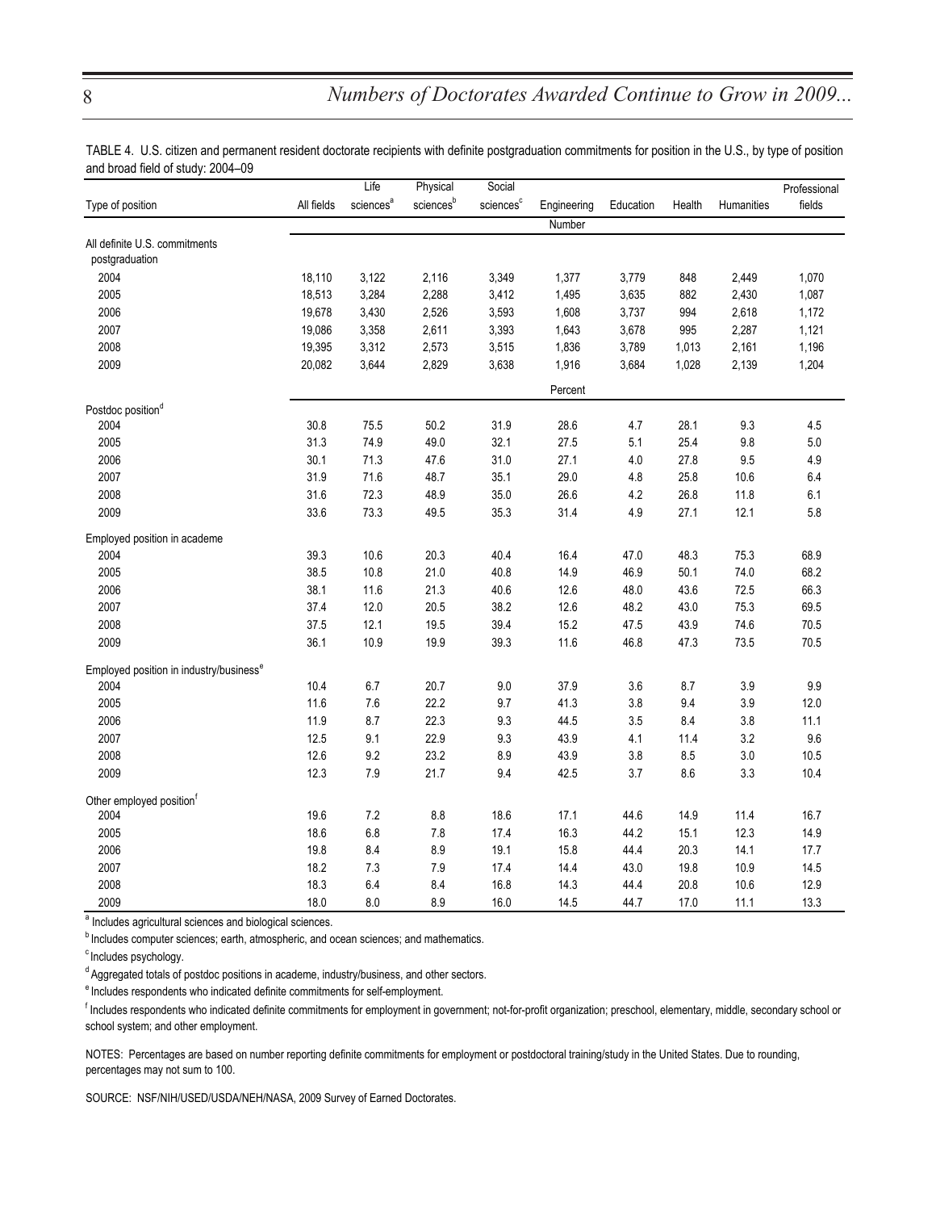TABLE 4. U.S. citizen and permanent resident doctorate recipients with definite postgraduation commitments for position in the U.S., by type of position and broad field of study: 2004–09

| Type of position | All fields | Life sciences[a] | Physical sciences[b] | Social sciences[c] | Engineering | Education | Health | Humanities | Professional fields |
|---|---|---|---|---|---|---|---|---|---|
| | | | | | Number | | | | |
| All definite U.S. commitments postgraduation | | | | | | | | | |
| 2004 | 18,110 | 3,122 | 2,116 | 3,349 | 1,377 | 3,779 | 848 | 2,449 | 1,070 |
| 2005 | 18,513 | 3,284 | 2,288 | 3,412 | 1,495 | 3,635 | 882 | 2,430 | 1,087 |
| 2006 | 19,678 | 3,430 | 2,526 | 3,593 | 1,608 | 3,737 | 994 | 2,618 | 1,172 |
| 2007 | 19,086 | 3,358 | 2,611 | 3,393 | 1,643 | 3,678 | 995 | 2,287 | 1,121 |
| 2008 | 19,395 | 3,312 | 2,573 | 3,515 | 1,836 | 3,789 | 1,013 | 2,161 | 1,196 |
| 2009 | 20,082 | 3,644 | 2,829 | 3,638 | 1,916 | 3,684 | 1,028 | 2,139 | 1,204 |
| | | | | | Percent | | | | |
| Postdoc position[d] | | | | | | | | | |
| 2004 | 30.8 | 75.5 | 50.2 | 31.9 | 28.6 | 4.7 | 28.1 | 9.3 | 4.5 |
| 2005 | 31.3 | 74.9 | 49.0 | 32.1 | 27.5 | 5.1 | 25.4 | 9.8 | 5.0 |
| 2006 | 30.1 | 71.3 | 47.6 | 31.0 | 27.1 | 4.0 | 27.8 | 9.5 | 4.9 |
| 2007 | 31.9 | 71.6 | 48.7 | 35.1 | 29.0 | 4.8 | 25.8 | 10.6 | 6.4 |
| 2008 | 31.6 | 72.3 | 48.9 | 35.0 | 26.6 | 4.2 | 26.8 | 11.8 | 6.1 |
| 2009 | 33.6 | 73.3 | 49.5 | 35.3 | 31.4 | 4.9 | 27.1 | 12.1 | 5.8 |
| Employed position in academe | | | | | | | | | |
| 2004 | 39.3 | 10.6 | 20.3 | 40.4 | 16.4 | 47.0 | 48.3 | 75.3 | 68.9 |
| 2005 | 38.5 | 10.8 | 21.0 | 40.8 | 14.9 | 46.9 | 50.1 | 74.0 | 68.2 |
| 2006 | 38.1 | 11.6 | 21.3 | 40.6 | 12.6 | 48.0 | 43.6 | 72.5 | 66.3 |
| 2007 | 37.4 | 12.0 | 20.5 | 38.2 | 12.6 | 48.2 | 43.0 | 75.3 | 69.5 |
| 2008 | 37.5 | 12.1 | 19.5 | 39.4 | 15.2 | 47.5 | 43.9 | 74.6 | 70.5 |
| 2009 | 36.1 | 10.9 | 19.9 | 39.3 | 11.6 | 46.8 | 47.3 | 73.5 | 70.5 |
| Employed position in industry/business[e] | | | | | | | | | |
| 2004 | 10.4 | 6.7 | 20.7 | 9.0 | 37.9 | 3.6 | 8.7 | 3.9 | 9.9 |
| 2005 | 11.6 | 7.6 | 22.2 | 9.7 | 41.3 | 3.8 | 9.4 | 3.9 | 12.0 |
| 2006 | 11.9 | 8.7 | 22.3 | 9.3 | 44.5 | 3.5 | 8.4 | 3.8 | 11.1 |
| 2007 | 12.5 | 9.1 | 22.9 | 9.3 | 43.9 | 4.1 | 11.4 | 3.2 | 9.6 |
| 2008 | 12.6 | 9.2 | 23.2 | 8.9 | 43.9 | 3.8 | 8.5 | 3.0 | 10.5 |
| 2009 | 12.3 | 7.9 | 21.7 | 9.4 | 42.5 | 3.7 | 8.6 | 3.3 | 10.4 |
| Other employed position[f] | | | | | | | | | |
| 2004 | 19.6 | 7.2 | 8.8 | 18.6 | 17.1 | 44.6 | 14.9 | 11.4 | 16.7 |
| 2005 | 18.6 | 6.8 | 7.8 | 17.4 | 16.3 | 44.2 | 15.1 | 12.3 | 14.9 |
| 2006 | 19.8 | 8.4 | 8.9 | 19.1 | 15.8 | 44.4 | 20.3 | 14.1 | 17.7 |
| 2007 | 18.2 | 7.3 | 7.9 | 17.4 | 14.4 | 43.0 | 19.8 | 10.9 | 14.5 |
| 2008 | 18.3 | 6.4 | 8.4 | 16.8 | 14.3 | 44.4 | 20.8 | 10.6 | 12.9 |
| 2009 | 18.0 | 8.0 | 8.9 | 16.0 | 14.5 | 44.7 | 17.0 | 11.1 | 13.3 |

[a] Includes agricultural sciences and biological sciences.

[b] Includes computer sciences; earth, atmospheric, and ocean sciences; and mathematics.

[c] Includes psychology.

[d] Aggregated totals of postdoc positions in academe, industry/business, and other sectors.

[e] Includes respondents who indicated definite commitments for self-employment.

[f] Includes respondents who indicated definite commitments for employment in government; not-for-profit organization; preschool, elementary, middle, secondary school or school system; and other employment.

NOTES: Percentages are based on number reporting definite commitments for employment or postdoctoral training/study in the United States. Due to rounding, percentages may not sum to 100.

SOURCE: NSF/NIH/USED/USDA/NEH/NASA, 2009 Survey of Earned Doctorates.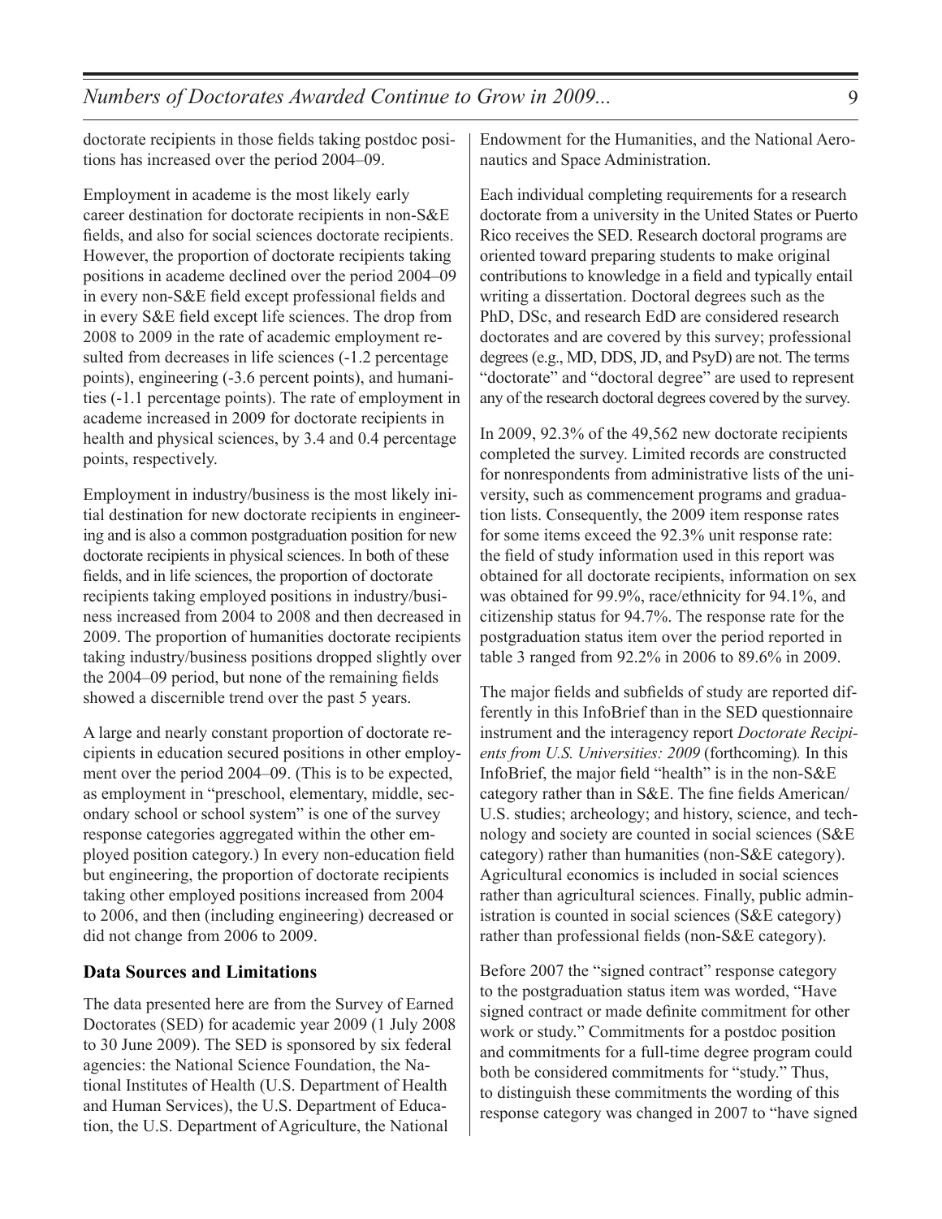doctorate recipients in those fields taking postdoc positions has increased over the period 2004–09.

Employment in academe is the most likely early career destination for doctorate recipients in non-S&E fields, and also for social sciences doctorate recipients. However, the proportion of doctorate recipients taking positions in academe declined over the period 2004–09 in every non-S&E field except professional fields and in every S&E field except life sciences. The drop from 2008 to 2009 in the rate of academic employment resulted from decreases in life sciences (-1.2 percentage points), engineering (-3.6 percent points), and humanities (-1.1 percentage points). The rate of employment in academe increased in 2009 for doctorate recipients in health and physical sciences, by 3.4 and 0.4 percentage points, respectively.

Employment in industry/business is the most likely initial destination for new doctorate recipients in engineering and is also a common postgraduation position for new doctorate recipients in physical sciences. In both of these fields, and in life sciences, the proportion of doctorate recipients taking employed positions in industry/business increased from 2004 to 2008 and then decreased in 2009. The proportion of humanities doctorate recipients taking industry/business positions dropped slightly over the 2004–09 period, but none of the remaining fields showed a discernible trend over the past 5 years.

A large and nearly constant proportion of doctorate recipients in education secured positions in other employment over the period 2004–09. (This is to be expected, as employment in "preschool, elementary, middle, secondary school or school system" is one of the survey response categories aggregated within the other employed position category.) In every non-education field but engineering, the proportion of doctorate recipients taking other employed positions increased from 2004 to 2006, and then (including engineering) decreased or did not change from 2006 to 2009.

## Data Sources and Limitations

The data presented here are from the Survey of Earned Doctorates (SED) for academic year 2009 (1 July 2008 to 30 June 2009). The SED is sponsored by six federal agencies: the National Science Foundation, the National Institutes of Health (U.S. Department of Health and Human Services), the U.S. Department of Education, the U.S. Department of Agriculture, the National Endowment for the Humanities, and the National Aeronautics and Space Administration.

Each individual completing requirements for a research doctorate from a university in the United States or Puerto Rico receives the SED. Research doctoral programs are oriented toward preparing students to make original contributions to knowledge in a field and typically entail writing a dissertation. Doctoral degrees such as the PhD, DSc, and research EdD are considered research doctorates and are covered by this survey; professional degrees (e.g., MD, DDS, JD, and PsyD) are not. The terms "doctorate" and "doctoral degree" are used to represent any of the research doctoral degrees covered by the survey.

In 2009, 92.3% of the 49,562 new doctorate recipients completed the survey. Limited records are constructed for nonrespondents from administrative lists of the university, such as commencement programs and graduation lists. Consequently, the 2009 item response rates for some items exceed the 92.3% unit response rate: the field of study information used in this report was obtained for all doctorate recipients, information on sex was obtained for 99.9%, race/ethnicity for 94.1%, and citizenship status for 94.7%. The response rate for the postgraduation status item over the period reported in table 3 ranged from 92.2% in 2006 to 89.6% in 2009.

The major fields and subfields of study are reported differently in this InfoBrief than in the SED questionnaire instrument and the interagency report *Doctorate Recipients from U.S. Universities: 2009* (forthcoming)*.* In this InfoBrief, the major field "health" is in the non-S&E category rather than in S&E. The fine fields American/U.S. studies; archeology; and history, science, and technology and society are counted in social sciences (S&E category) rather than humanities (non-S&E category). Agricultural economics is included in social sciences rather than agricultural sciences. Finally, public administration is counted in social sciences (S&E category) rather than professional fields (non-S&E category).

Before 2007 the "signed contract" response category to the postgraduation status item was worded, "Have signed contract or made definite commitment for other work or study." Commitments for a postdoc position and commitments for a full-time degree program could both be considered commitments for "study." Thus, to distinguish these commitments the wording of this response category was changed in 2007 to "have signed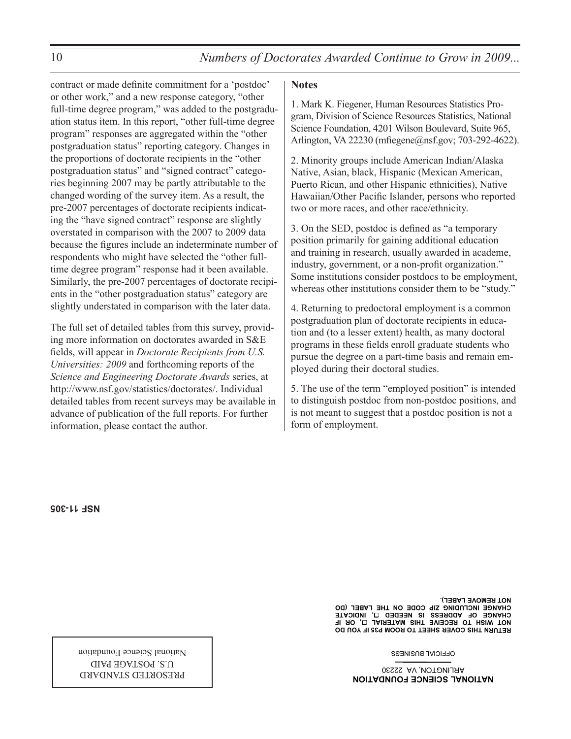contract or made definite commitment for a 'postdoc' or other work," and a new response category, "other full-time degree program," was added to the postgraduation status item. In this report, "other full-time degree program" responses are aggregated within the "other postgraduation status" reporting category. Changes in the proportions of doctorate recipients in the "other postgraduation status" and "signed contract" categories beginning 2007 may be partly attributable to the changed wording of the survey item. As a result, the pre-2007 percentages of doctorate recipients indicating the "have signed contract" response are slightly overstated in comparison with the 2007 to 2009 data because the figures include an indeterminate number of respondents who might have selected the "other full-time degree program" response had it been available. Similarly, the pre-2007 percentages of doctorate recipients in the "other postgraduation status" category are slightly understated in comparison with the later data.

The full set of detailed tables from this survey, providing more information on doctorates awarded in S&E fields, will appear in *Doctorate Recipients from U.S. Universities: 2009* and forthcoming reports of the *Science and Engineering Doctorate Awards* series, at http://www.nsf.gov/statistics/doctorates/. Individual detailed tables from recent surveys may be available in advance of publication of the full reports. For further information, please contact the author.

## Notes

1. Mark K. Fiegener, Human Resources Statistics Program, Division of Science Resources Statistics, National Science Foundation, 4201 Wilson Boulevard, Suite 965, Arlington, VA 22230 (mfiegene@nsf.gov; 703-292-4622).

2. Minority groups include American Indian/Alaska Native, Asian, black, Hispanic (Mexican American, Puerto Rican, and other Hispanic ethnicities), Native Hawaiian/Other Pacific Islander, persons who reported two or more races, and other race/ethnicity.

3. On the SED, postdoc is defined as "a temporary position primarily for gaining additional education and training in research, usually awarded in academe, industry, government, or a non-profit organization." Some institutions consider postdocs to be employment, whereas other institutions consider them to be "study."

4. Returning to predoctoral employment is a common postgraduation plan of doctorate recipients in education and (to a lesser extent) health, as many doctoral programs in these fields enroll graduate students who pursue the degree on a part-time basis and remain employed during their doctoral studies.

5. The use of the term "employed position" is intended to distinguish postdoc from non-postdoc positions, and is not meant to suggest that a postdoc position is not a form of employment.

**NSF 11-305**

**NATIONAL SCIENCE FOUNDATION**
ARLINGTON, VA 22230

OFFICIAL BUSINESS

**RETURN THIS COVER SHEET TO ROOM P35 IF YOU DO NOT WISH TO RECEIVE THIS MATERIAL ☐, OR IF CHANGE OF ADDRESS IS NEEDED ☐, INDICATE CHANGE INCLUDING ZIP CODE ON THE LABEL (DO NOT REMOVE LABEL).**

PRESORTED STANDARD
U.S. POSTAGE PAID
National Science Foundation